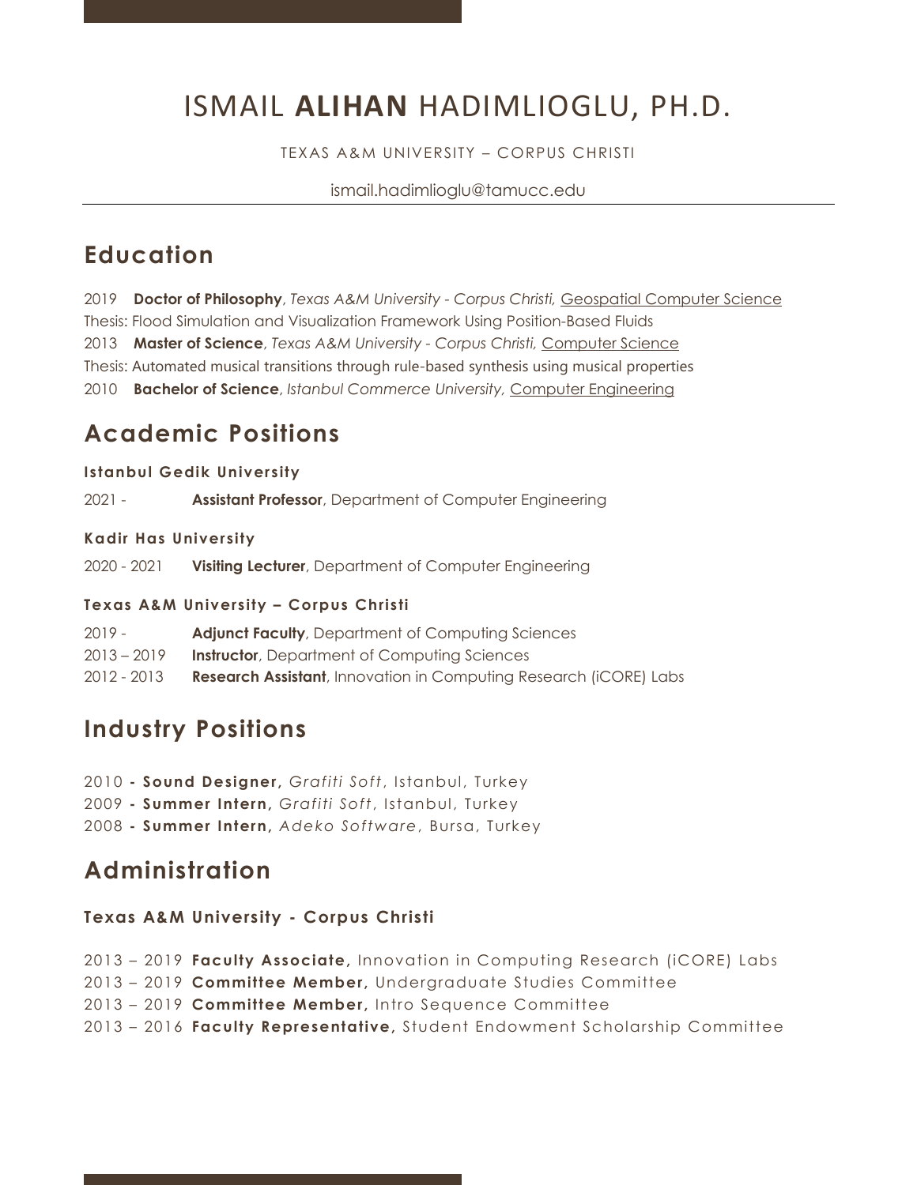# ISMAIL **ALIHAN** HADIMLIOGLU, PH.D.

TEXAS A&M UNIVERSITY – CORPUS CHRISTI

ismail.hadimlioglu@tamucc.edu

## Education

2019 **Doctor of Philosophy**, *Texas A&M University - Corpus Christi,* Geospatial Computer Science
Thesis: Flood Simulation and Visualization Framework Using Position-Based Fluids
2013 **Master of Science**, *Texas A&M University - Corpus Christi,* Computer Science
Thesis: Automated musical transitions through rule-based synthesis using musical properties
2010 **Bachelor of Science**, *Istanbul Commerce University,* Computer Engineering

## Academic Positions

### Istanbul Gedik University

2021 - **Assistant Professor**, Department of Computer Engineering

### Kadir Has University

2020 - 2021 **Visiting Lecturer**, Department of Computer Engineering

### Texas A&M University – Corpus Christi

2019 - **Adjunct Faculty**, Department of Computing Sciences
2013 – 2019 **Instructor**, Department of Computing Sciences
2012 - 2013 **Research Assistant**, Innovation in Computing Research (iCORE) Labs

## Industry Positions

2010 **- Sound Designer,** *Grafiti Soft*, Istanbul, Turkey
2009 **- Summer Intern,** *Grafiti Soft*, Istanbul, Turkey
2008 **- Summer Intern,** *Adeko Software*, Bursa, Turkey

## Administration

### Texas A&M University - Corpus Christi

2013 – 2019 **Faculty Associate,** Innovation in Computing Research (iCORE) Labs
2013 – 2019 **Committee Member,** Undergraduate Studies Committee
2013 – 2019 **Committee Member,** Intro Sequence Committee
2013 – 2016 **Faculty Representative,** Student Endowment Scholarship Committee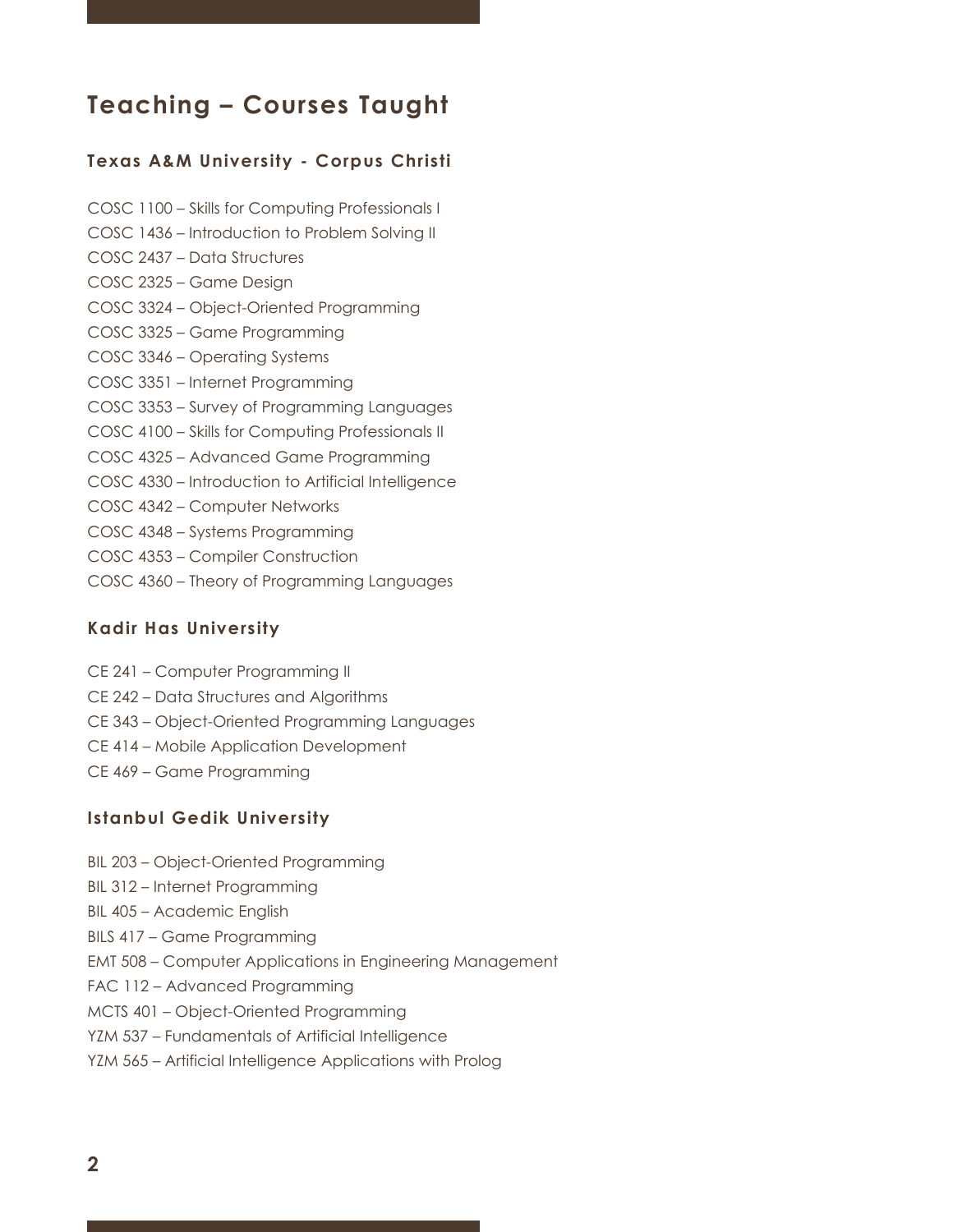## Teaching – Courses Taught

### Texas A&M University - Corpus Christi

COSC 1100 – Skills for Computing Professionals I
COSC 1436 – Introduction to Problem Solving II
COSC 2437 – Data Structures
COSC 2325 – Game Design
COSC 3324 – Object-Oriented Programming
COSC 3325 – Game Programming
COSC 3346 – Operating Systems
COSC 3351 – Internet Programming
COSC 3353 – Survey of Programming Languages
COSC 4100 – Skills for Computing Professionals II
COSC 4325 – Advanced Game Programming
COSC 4330 – Introduction to Artificial Intelligence
COSC 4342 – Computer Networks
COSC 4348 – Systems Programming
COSC 4353 – Compiler Construction
COSC 4360 – Theory of Programming Languages

### Kadir Has University

CE 241 – Computer Programming II
CE 242 – Data Structures and Algorithms
CE 343 – Object-Oriented Programming Languages
CE 414 – Mobile Application Development
CE 469 – Game Programming

### Istanbul Gedik University

BIL 203 – Object-Oriented Programming
BIL 312 – Internet Programming
BIL 405 – Academic English
BILS 417 – Game Programming
EMT 508 – Computer Applications in Engineering Management
FAC 112 – Advanced Programming
MCTS 401 – Object-Oriented Programming
YZM 537 – Fundamentals of Artificial Intelligence
YZM 565 – Artificial Intelligence Applications with Prolog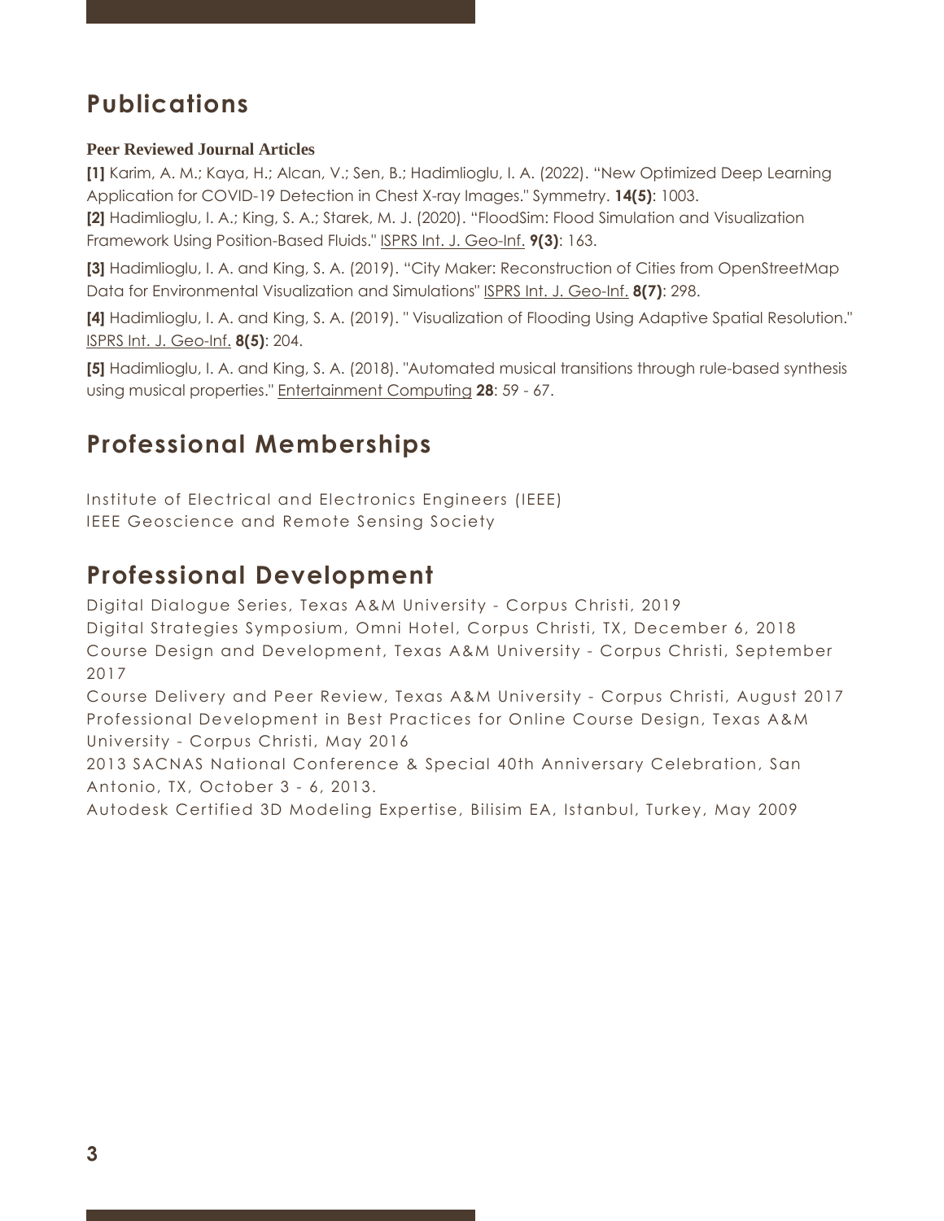## Publications

### Peer Reviewed Journal Articles

**[1]** Karim, A. M.; Kaya, H.; Alcan, V.; Sen, B.; Hadimlioglu, I. A. (2022). "New Optimized Deep Learning Application for COVID-19 Detection in Chest X-ray Images." Symmetry. **14(5)**: 1003.

**[2]** Hadimlioglu, I. A.; King, S. A.; Starek, M. J. (2020). "FloodSim: Flood Simulation and Visualization Framework Using Position-Based Fluids." ISPRS Int. J. Geo-Inf. **9(3)**: 163.

**[3]** Hadimlioglu, I. A. and King, S. A. (2019). "City Maker: Reconstruction of Cities from OpenStreetMap Data for Environmental Visualization and Simulations" ISPRS Int. J. Geo-Inf. **8(7)**: 298.

**[4]** Hadimlioglu, I. A. and King, S. A. (2019). " Visualization of Flooding Using Adaptive Spatial Resolution." ISPRS Int. J. Geo-Inf. **8(5)**: 204.

**[5]** Hadimlioglu, I. A. and King, S. A. (2018). "Automated musical transitions through rule-based synthesis using musical properties." Entertainment Computing **28**: 59 - 67.

## Professional Memberships

Institute of Electrical and Electronics Engineers (IEEE)
IEEE Geoscience and Remote Sensing Society

## Professional Development

Digital Dialogue Series, Texas A&M University - Corpus Christi, 2019
Digital Strategies Symposium, Omni Hotel, Corpus Christi, TX, December 6, 2018
Course Design and Development, Texas A&M University - Corpus Christi, September 2017
Course Delivery and Peer Review, Texas A&M University - Corpus Christi, August 2017
Professional Development in Best Practices for Online Course Design, Texas A&M University - Corpus Christi, May 2016
2013 SACNAS National Conference & Special 40th Anniversary Celebration, San Antonio, TX, October 3 - 6, 2013.
Autodesk Certified 3D Modeling Expertise, Bilisim EA, Istanbul, Turkey, May 2009